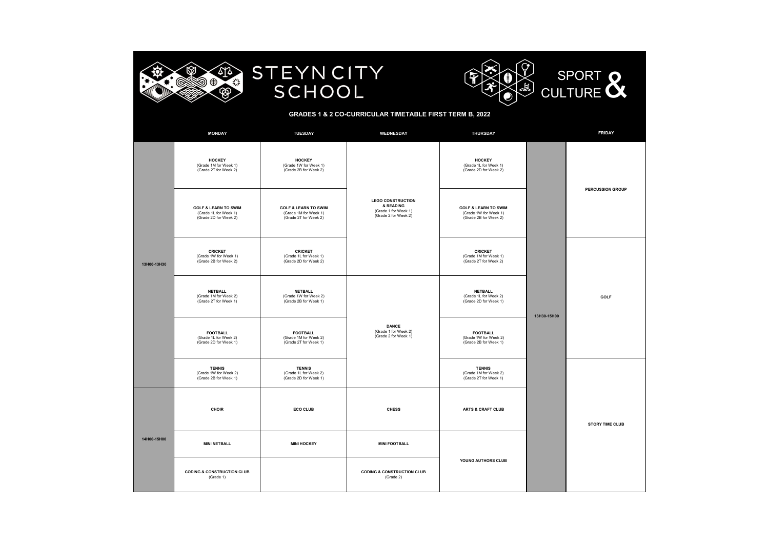# STEYN CITY SCHOOL

## SPORT & CULTURE

### GRADES 1 & 2 CO-CURRICULAR TIMETABLE FIRST TERM B, 2022

| | MONDAY | TUESDAY | WEDNESDAY | THURSDAY | | FRIDAY |
|---|---|---|---|---|---|---|
| 13H00-13H30 | **HOCKEY** (Grade 1M for Week 1) (Grade 2T for Week 2) | **HOCKEY** (Grade 1W for Week 1) (Grade 2B for Week 2) | **LEGO CONSTRUCTION & READING** (Grade 1 for Week 1) (Grade 2 for Week 2) | **HOCKEY** (Grade 1L for Week 1) (Grade 2D for Week 2) | 13H30-15H00 | **PERCUSSION GROUP** |
| | **GOLF & LEARN TO SWIM** (Grade 1L for Week 1) (Grade 2D for Week 2) | **GOLF & LEARN TO SWIM** (Grade 1M for Week 1) (Grade 2T for Week 2) | | **GOLF & LEARN TO SWIM** (Grade 1W for Week 1) (Grade 2B for Week 2) | | |
| | **CRICKET** (Grade 1W for Week 1) (Grade 2B for Week 2) | **CRICKET** (Grade 1L for Week 1) (Grade 2D for Week 2) | | **CRICKET** (Grade 1M for Week 1) (Grade 2T for Week 2) | | **GOLF** |
| | **NETBALL** (Grade 1M for Week 2) (Grade 2T for Week 1) | **NETBALL** (Grade 1W for Week 2) (Grade 2B for Week 1) | **DANCE** (Grade 1 for Week 2) (Grade 2 for Week 1) | **NETBALL** (Grade 1L for Week 2) (Grade 2D for Week 1) | | |
| | **FOOTBALL** (Grade 1L for Week 2) (Grade 2D for Week 1) | **FOOTBALL** (Grade 1M for Week 2) (Grade 2T for Week 1) | | **FOOTBALL** (Grade 1W for Week 2) (Grade 2B for Week 1) | | |
| | **TENNIS** (Grade 1W for Week 2) (Grade 2B for Week 1) | **TENNIS** (Grade 1L for Week 2) (Grade 2D for Week 1) | | **TENNIS** (Grade 1M for Week 2) (Grade 2T for Week 1) | | **STORY TIME CLUB** |
| 14H00-15H00 | **CHOIR** | **ECO CLUB** | **CHESS** | **ARTS & CRAFT CLUB** | | |
| | **MINI NETBALL** | **MINI HOCKEY** | **MINI FOOTBALL** | **YOUNG AUTHORS CLUB** | | |
| | **CODING & CONSTRUCTION CLUB** (Grade 1) | | **CODING & CONSTRUCTION CLUB** (Grade 2) | | | |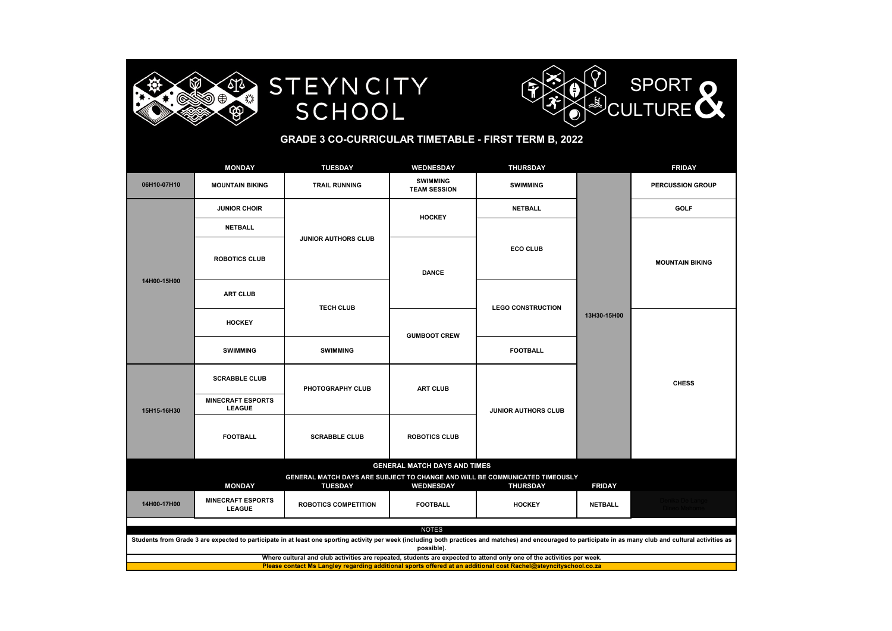# STEYN CITY SCHOOL

# SPORT & CULTURE

## GRADE 3 CO-CURRICULAR TIMETABLE - FIRST TERM B, 2022

| | MONDAY | TUESDAY | WEDNESDAY | THURSDAY | | FRIDAY |
|---|---|---|---|---|---|---|
| 06H10-07H10 | MOUNTAIN BIKING | TRAIL RUNNING | SWIMMING TEAM SESSION | SWIMMING | | PERCUSSION GROUP |
| 14H00-15H00 | JUNIOR CHOIR | JUNIOR AUTHORS CLUB | HOCKEY | NETBALL | 13H30-15H00 | GOLF |
| | NETBALL | | | ECO CLUB | | MOUNTAIN BIKING |
| | ROBOTICS CLUB | | DANCE | | | |
| | ART CLUB | TECH CLUB | | LEGO CONSTRUCTION | | |
| | HOCKEY | | GUMBOOT CREW | | | CHESS |
| | SWIMMING | SWIMMING | | FOOTBALL | | |
| 15H15-16H30 | SCRABBLE CLUB | PHOTOGRAPHY CLUB | ART CLUB | JUNIOR AUTHORS CLUB | | |
| | MINECRAFT ESPORTS LEAGUE | | | | | |
| | FOOTBALL | SCRABBLE CLUB | ROBOTICS CLUB | | | |

### GENERAL MATCH DAYS AND TIMES

GENERAL MATCH DAYS ARE SUBJECT TO CHANGE AND WILL BE COMMUNICATED TIMEOUSLY

| | MONDAY | TUESDAY | WEDNESDAY | THURSDAY | FRIDAY |
|---|---|---|---|---|---|
| 14H00-17H00 | MINECRAFT ESPORTS LEAGUE | ROBOTICS COMPETITION | FOOTBALL | HOCKEY | NETBALL |

### NOTES

Students from Grade 3 are expected to participate in at least one sporting activity per week (including both practices and matches) and encouraged to participate in as many club and cultural activities as possible).

Where cultural and club activities are repeated, students are expected to attend only one of the activities per week.

Please contact Ms Langley regarding additional sports offered at an additional cost Rachel@steyncityschool.co.za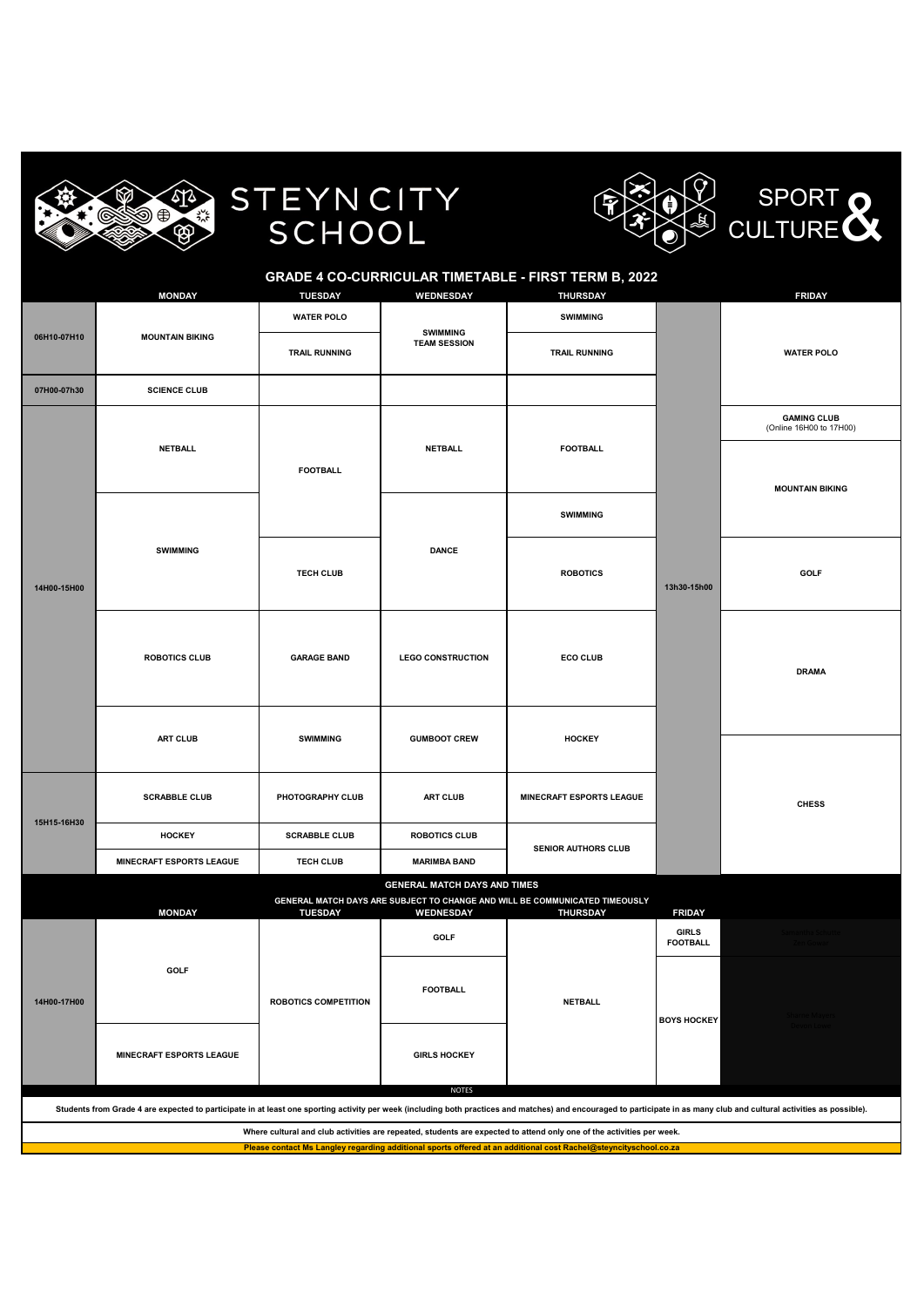STEYN CITY SCHOOL

SPORT & CULTURE

## GRADE 4 CO-CURRICULAR TIMETABLE - FIRST TERM B, 2022

| | MONDAY | TUESDAY | WEDNESDAY | THURSDAY | | FRIDAY |
|---|---|---|---|---|---|---|
| 06H10-07H10 | MOUNTAIN BIKING | WATER POLO | SWIMMING TEAM SESSION | SWIMMING | 13h30-15h00 | WATER POLO |
| | | TRAIL RUNNING | | TRAIL RUNNING | | |
| 07H00-07h30 | SCIENCE CLUB | | | | | |
| 14H00-15H00 | NETBALL | FOOTBALL | NETBALL | FOOTBALL | | GAMING CLUB (Online 16H00 to 17H00) |
| | | | | | | MOUNTAIN BIKING |
| | SWIMMING | | DANCE | SWIMMING | | |
| | | TECH CLUB | | ROBOTICS | | GOLF |
| | ROBOTICS CLUB | GARAGE BAND | LEGO CONSTRUCTION | ECO CLUB | | DRAMA |
| | ART CLUB | SWIMMING | GUMBOOT CREW | HOCKEY | | |
| 15H15-16H30 | SCRABBLE CLUB | PHOTOGRAPHY CLUB | ART CLUB | MINECRAFT ESPORTS LEAGUE | | CHESS |
| | HOCKEY | SCRABBLE CLUB | ROBOTICS CLUB | SENIOR AUTHORS CLUB | | |
| | MINECRAFT ESPORTS LEAGUE | TECH CLUB | MARIMBA BAND | | | |

### GENERAL MATCH DAYS AND TIMES

GENERAL MATCH DAYS ARE SUBJECT TO CHANGE AND WILL BE COMMUNICATED TIMEOUSLY

| | MONDAY | TUESDAY | WEDNESDAY | THURSDAY | FRIDAY |
|---|---|---|---|---|---|
| 14H00-17H00 | GOLF | ROBOTICS COMPETITION | GOLF | NETBALL | GIRLS FOOTBALL |
| | | | FOOTBALL | | BOYS HOCKEY |
| | MINECRAFT ESPORTS LEAGUE | | GIRLS HOCKEY | | |

NOTES

Students from Grade 4 are expected to participate in at least one sporting activity per week (including both practices and matches) and encouraged to participate in as many club and cultural activities as possible).

Where cultural and club activities are repeated, students are expected to attend only one of the activities per week.

Please contact Ms Langley regarding additional sports offered at an additional cost Rachel@steyncityschool.co.za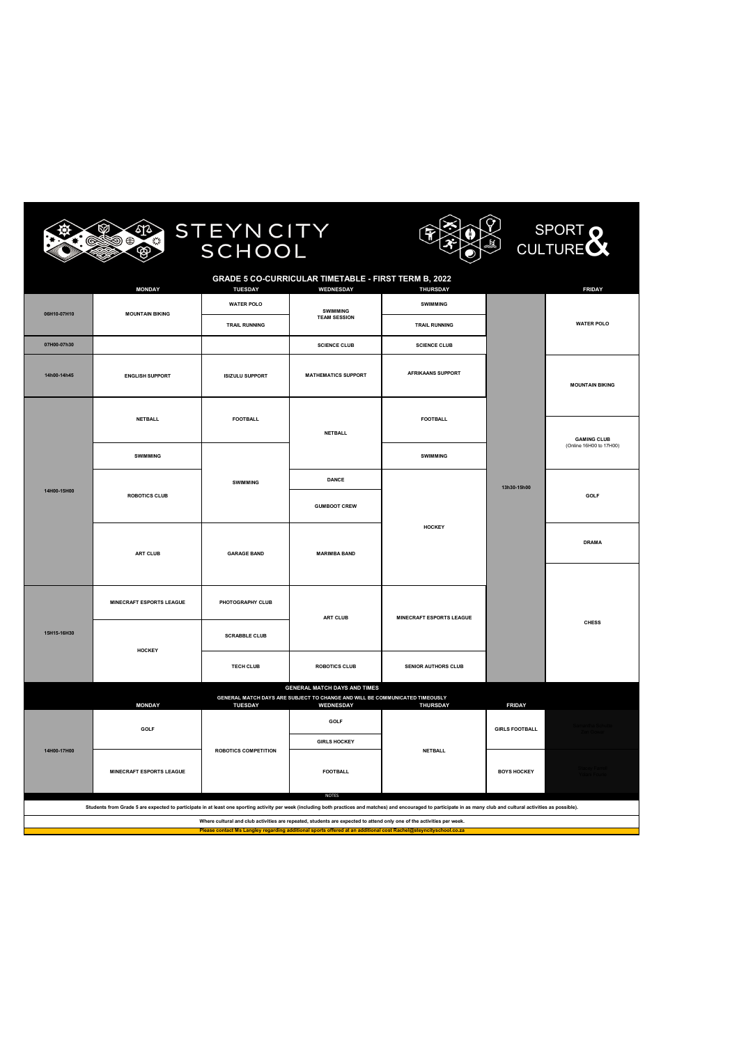STEYN CITY SCHOOL

SPORT & CULTURE

## GRADE 5 CO-CURRICULAR TIMETABLE - FIRST TERM B, 2022

| | MONDAY | TUESDAY | WEDNESDAY | THURSDAY | | FRIDAY |
|---|---|---|---|---|---|---|
| 06H10-07H10 | MOUNTAIN BIKING | WATER POLO | SWIMMING TEAM SESSION | SWIMMING | | WATER POLO |
| | | TRAIL RUNNING | | TRAIL RUNNING | | |
| 07H00-07h30 | | | SCIENCE CLUB | SCIENCE CLUB | | |
| 14h00-14h45 | ENGLISH SUPPORT | ISIZULU SUPPORT | MATHEMATICS SUPPORT | AFRIKAANS SUPPORT | | MOUNTAIN BIKING |
| 14H00-15H00 | NETBALL | FOOTBALL | NETBALL | FOOTBALL | 13h30-15h00 | GAMING CLUB (Online 16H00 to 17H00) |
| | SWIMMING | SWIMMING | | SWIMMING | | |
| | ROBOTICS CLUB | | DANCE | HOCKEY | | GOLF |
| | | | GUMBOOT CREW | | | |
| | ART CLUB | GARAGE BAND | MARIMBA BAND | | | DRAMA |
| 15H15-16H30 | MINECRAFT ESPORTS LEAGUE | PHOTOGRAPHY CLUB | ART CLUB | MINECRAFT ESPORTS LEAGUE | | CHESS |
| | HOCKEY | SCRABBLE CLUB | | | | |
| | | TECH CLUB | ROBOTICS CLUB | SENIOR AUTHORS CLUB | | |

### GENERAL MATCH DAYS AND TIMES

GENERAL MATCH DAYS ARE SUBJECT TO CHANGE AND WILL BE COMMUNICATED TIMEOUSLY

| | MONDAY | TUESDAY | WEDNESDAY | THURSDAY | FRIDAY |
|---|---|---|---|---|---|
| 14H00-17H00 | GOLF | ROBOTICS COMPETITION | GOLF | NETBALL | GIRLS FOOTBALL |
| | | | GIRLS HOCKEY | | |
| | MINECRAFT ESPORTS LEAGUE | | FOOTBALL | | BOYS HOCKEY |

NOTES

Students from Grade 5 are expected to participate in at least one sporting activity per week (including both practices and matches) and encouraged to participate in as many club and cultural activities as possible).

Where cultural and club activities are repeated, students are expected to attend only one of the activities per week.

Please contact Ms Langley regarding additional sports offered at an additional cost Rachel@steyncityschool.co.za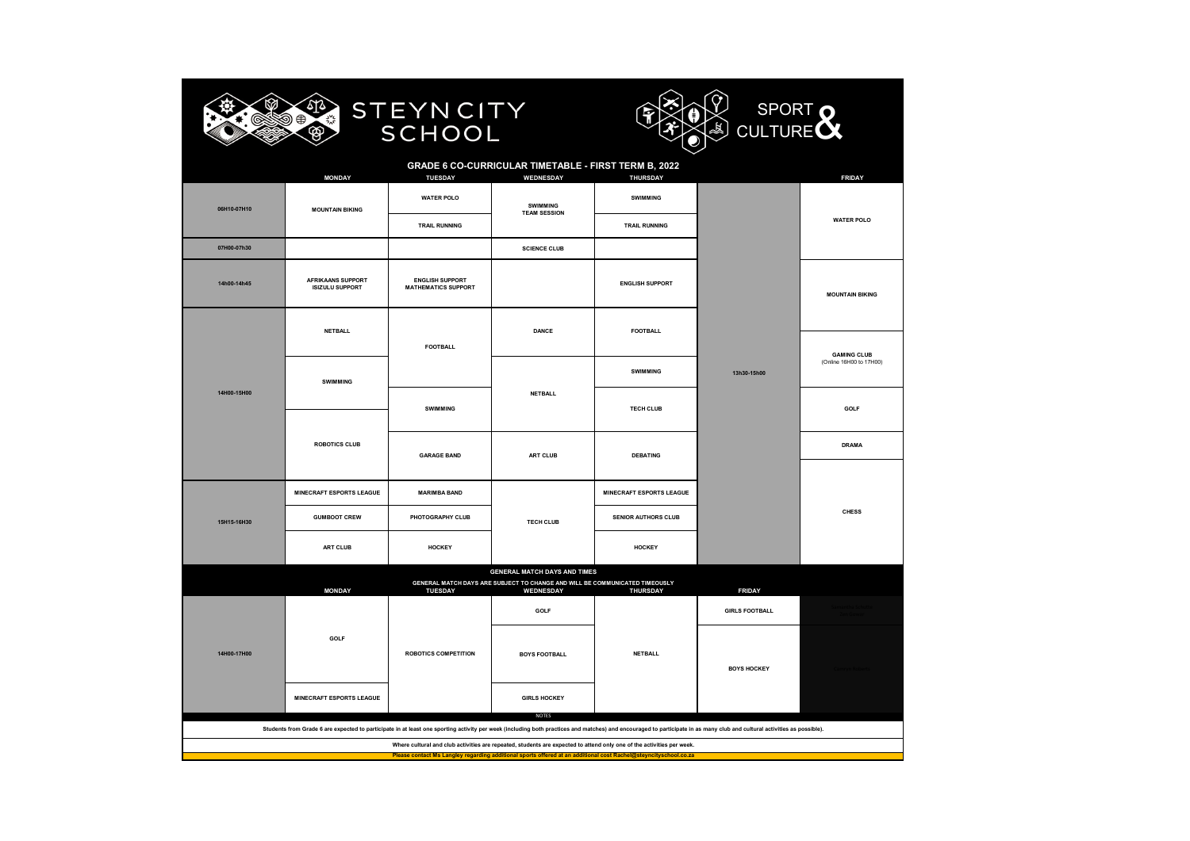STEYN CITY SCHOOL

SPORT & CULTURE

## GRADE 6 CO-CURRICULAR TIMETABLE - FIRST TERM B, 2022

| | MONDAY | TUESDAY | WEDNESDAY | THURSDAY | | FRIDAY |
|---|---|---|---|---|---|---|
| 06H10-07H10 | MOUNTAIN BIKING | WATER POLO<br>TRAIL RUNNING | SWIMMING TEAM SESSION | SWIMMING<br>TRAIL RUNNING | 13h30-15h00 | WATER POLO |
| 07H00-07h30 | | | SCIENCE CLUB | | | |
| 14h00-14h45 | AFRIKAANS SUPPORT<br>ISIZULU SUPPORT | ENGLISH SUPPORT<br>MATHEMATICS SUPPORT | | ENGLISH SUPPORT | | MOUNTAIN BIKING |
| 14H00-15H00 | NETBALL<br>SWIMMING<br>ROBOTICS CLUB | FOOTBALL<br>SWIMMING<br>GARAGE BAND | DANCE<br>NETBALL<br>ART CLUB | FOOTBALL<br>SWIMMING<br>TECH CLUB<br>DEBATING | | GAMING CLUB (Online 16H00 to 17H00)<br>GOLF<br>DRAMA |
| 15H15-16H30 | MINECRAFT ESPORTS LEAGUE<br>GUMBOOT CREW<br>ART CLUB | MARIMBA BAND<br>PHOTOGRAPHY CLUB<br>HOCKEY | TECH CLUB | MINECRAFT ESPORTS LEAGUE<br>SENIOR AUTHORS CLUB<br>HOCKEY | | CHESS |

### GENERAL MATCH DAYS AND TIMES

GENERAL MATCH DAYS ARE SUBJECT TO CHANGE AND WILL BE COMMUNICATED TIMEOUSLY

| | MONDAY | TUESDAY | WEDNESDAY | THURSDAY | FRIDAY |
|---|---|---|---|---|---|
| 14H00-17H00 | GOLF<br>MINECRAFT ESPORTS LEAGUE | ROBOTICS COMPETITION | GOLF<br>BOYS FOOTBALL<br>GIRLS HOCKEY | NETBALL | GIRLS FOOTBALL<br>BOYS HOCKEY |

NOTES

Students from Grade 6 are expected to participate in at least one sporting activity per week (including both practices and matches) and encouraged to participate in as many club and cultural activities as possible).

Where cultural and club activities are repeated, students are expected to attend only one of the activities per week.

Please contact Ms Langley regarding additional sports offered at an additional cost Rachel@steyncityschool.co.za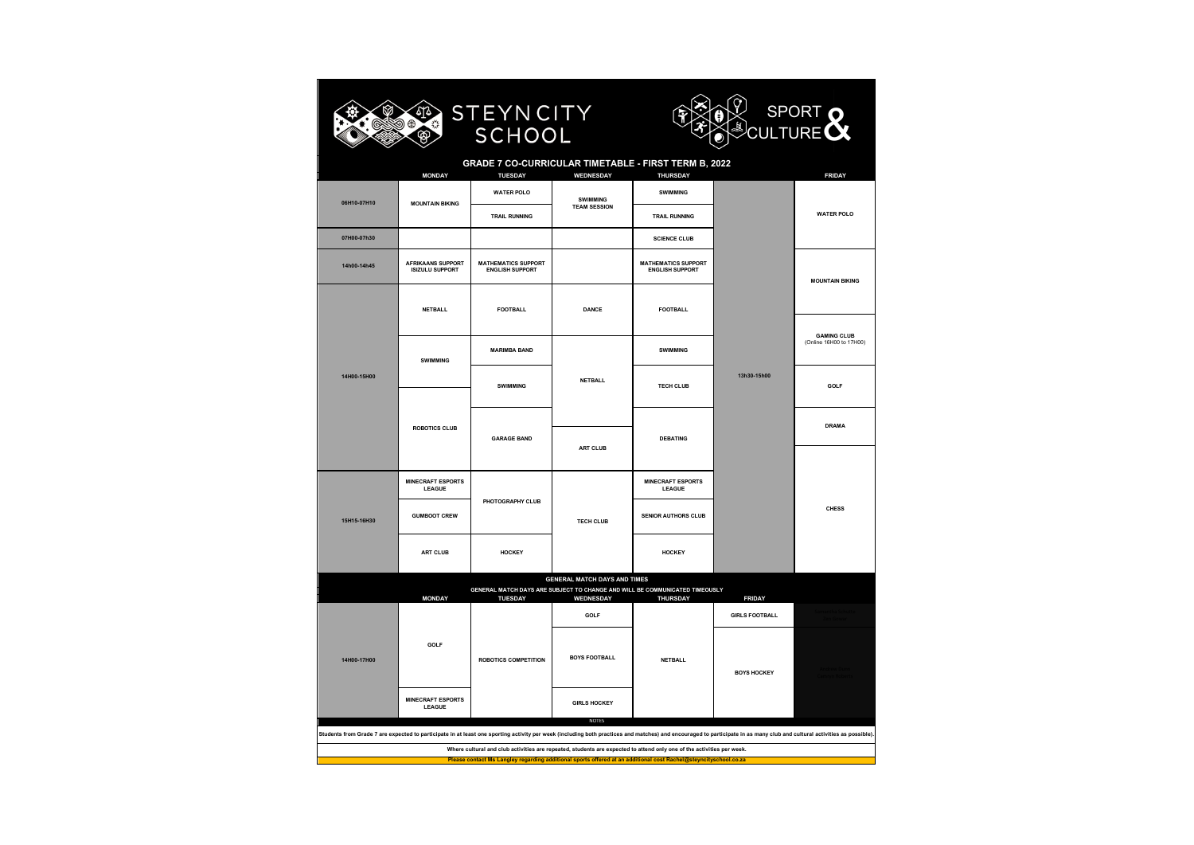STEYN CITY SCHOOL

SPORT & CULTURE

## GRADE 7 CO-CURRICULAR TIMETABLE - FIRST TERM B, 2022

| | MONDAY | TUESDAY | WEDNESDAY | THURSDAY | | FRIDAY |
|---|---|---|---|---|---|---|
| 06H10-07H10 | MOUNTAIN BIKING | WATER POLO<br>TRAIL RUNNING | SWIMMING TEAM SESSION | SWIMMING<br>TRAIL RUNNING | 13h30-15h00 | WATER POLO |
| 07H00-07h30 | | | | SCIENCE CLUB | | |
| 14h00-14h45 | AFRIKAANS SUPPORT<br>ISIZULU SUPPORT | MATHEMATICS SUPPORT<br>ENGLISH SUPPORT | | MATHEMATICS SUPPORT<br>ENGLISH SUPPORT | | MOUNTAIN BIKING |
| 14H00-15H00 | NETBALL<br>SWIMMING<br>ROBOTICS CLUB | FOOTBALL<br>MARIMBA BAND<br>SWIMMING<br>GARAGE BAND | DANCE<br>NETBALL<br>ART CLUB | FOOTBALL<br>SWIMMING<br>TECH CLUB<br>DEBATING | | GAMING CLUB (Online 16H00 to 17H00)<br>GOLF<br>DRAMA |
| 15H15-16H30 | MINECRAFT ESPORTS LEAGUE<br>GUMBOOT CREW<br>ART CLUB | PHOTOGRAPHY CLUB<br>HOCKEY | TECH CLUB | MINECRAFT ESPORTS LEAGUE<br>SENIOR AUTHORS CLUB<br>HOCKEY | | CHESS |

### GENERAL MATCH DAYS AND TIMES

GENERAL MATCH DAYS ARE SUBJECT TO CHANGE AND WILL BE COMMUNICATED TIMEOUSLY

| | MONDAY | TUESDAY | WEDNESDAY | THURSDAY | FRIDAY |
|---|---|---|---|---|---|
| 14H00-17H00 | GOLF<br>MINECRAFT ESPORTS LEAGUE | ROBOTICS COMPETITION | GOLF<br>BOYS FOOTBALL<br>GIRLS HOCKEY | NETBALL | GIRLS FOOTBALL<br>BOYS HOCKEY |

NOTES

Students from Grade 7 are expected to participate in at least one sporting activity per week (including both practices and matches) and encouraged to participate in as many club and cultural activities as possible).

Where cultural and club activities are repeated, students are expected to attend only one of the activities per week.

Please contact Ms Langley regarding additional sports offered at an additional cost Rachel@steyncityschool.co.za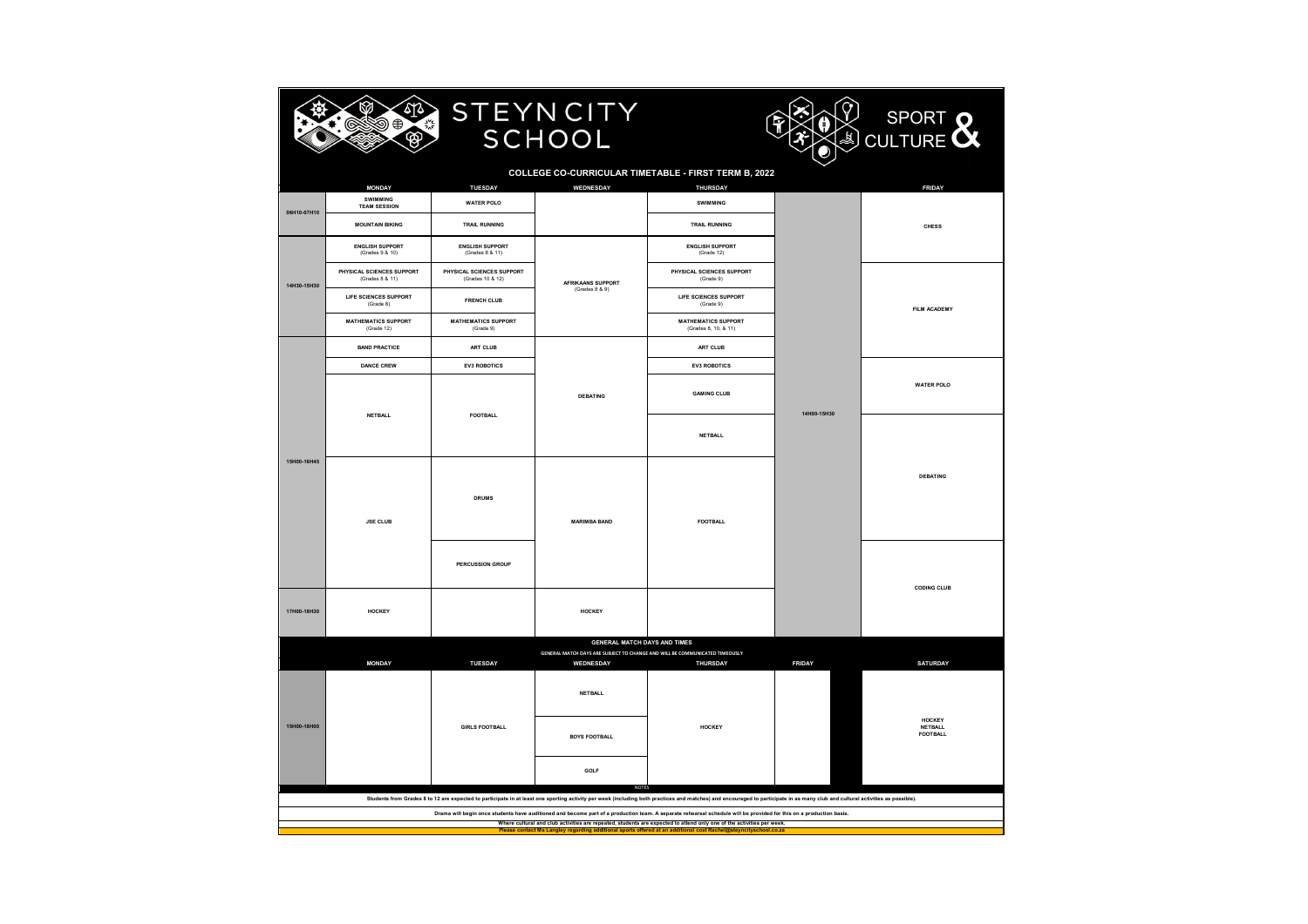# STEYN CITY SCHOOL

# SPORT & CULTURE

## COLLEGE CO-CURRICULAR TIMETABLE - FIRST TERM B, 2022

| | MONDAY | TUESDAY | WEDNESDAY | THURSDAY | | FRIDAY |
|---|---|---|---|---|---|---|
| 06H10-07H10 | SWIMMING TEAM SESSION | WATER POLO | | SWIMMING | | CHESS |
| | MOUNTAIN BIKING | TRAIL RUNNING | | TRAIL RUNNING | | |
| 14H30-15H30 | ENGLISH SUPPORT (Grades 9 & 10) | ENGLISH SUPPORT (Grades 8 & 11) | AFRIKAANS SUPPORT (Grades 8 & 9) | ENGLISH SUPPORT (Grade 12) | | |
| | PHYSICAL SCIENCES SUPPORT (Grades 8 & 11) | PHYSICAL SCIENCES SUPPORT (Grades 10 & 12) | | PHYSICAL SCIENCES SUPPORT (Grade 9) | | FILM ACADEMY |
| | LIFE SCIENCES SUPPORT (Grade 8) | FRENCH CLUB | | LIFE SCIENCES SUPPORT (Grade 9) | | |
| | MATHEMATICS SUPPORT (Grade 12) | MATHEMATICS SUPPORT (Grade 9) | | MATHEMATICS SUPPORT (Grades 8, 10, & 11) | | |
| 15H00-16H45 | BAND PRACTICE | ART CLUB | DEBATING | ART CLUB | 14H00-15H30 | |
| | DANCE CREW | EV3 ROBOTICS | | EV3 ROBOTICS | | WATER POLO |
| | NETBALL | FOOTBALL | | GAMING CLUB | | |
| | | | | NETBALL | | DEBATING |
| | JSE CLUB | DRUMS | MARIMBA BAND | FOOTBALL | | |
| | | PERCUSSION GROUP | | | | CODING CLUB |
| 17H00-18H30 | HOCKEY | | HOCKEY | | | |

## GENERAL MATCH DAYS AND TIMES

GENERAL MATCH DAYS ARE SUBJECT TO CHANGE AND WILL BE COMMUNICATED TIMEOUSLY

| | MONDAY | TUESDAY | WEDNESDAY | THURSDAY | FRIDAY | SATURDAY |
|---|---|---|---|---|---|---|
| 15H00-18H00 | | GIRLS FOOTBALL | NETBALL | HOCKEY | | HOCKEY NETBALL FOOTBALL |
| | | | BOYS FOOTBALL | | | |
| | | | GOLF | | | |

NOTES

Students from Grades 8 to 12 are expected to participate in at least one sporting activity per week (including both practices and matches) and encouraged to participate in as many club and cultural activities as possible).

Drama will begin once students have auditioned and become part of a production team. A separate rehearsal schedule will be provided for this on a production basis.

Where cultural and club activities are repeated, students are expected to attend only one of the activities per week.

Please contact Ms Langley regarding additional sports offered at an additional cost Rachel@steyncityschool.co.za